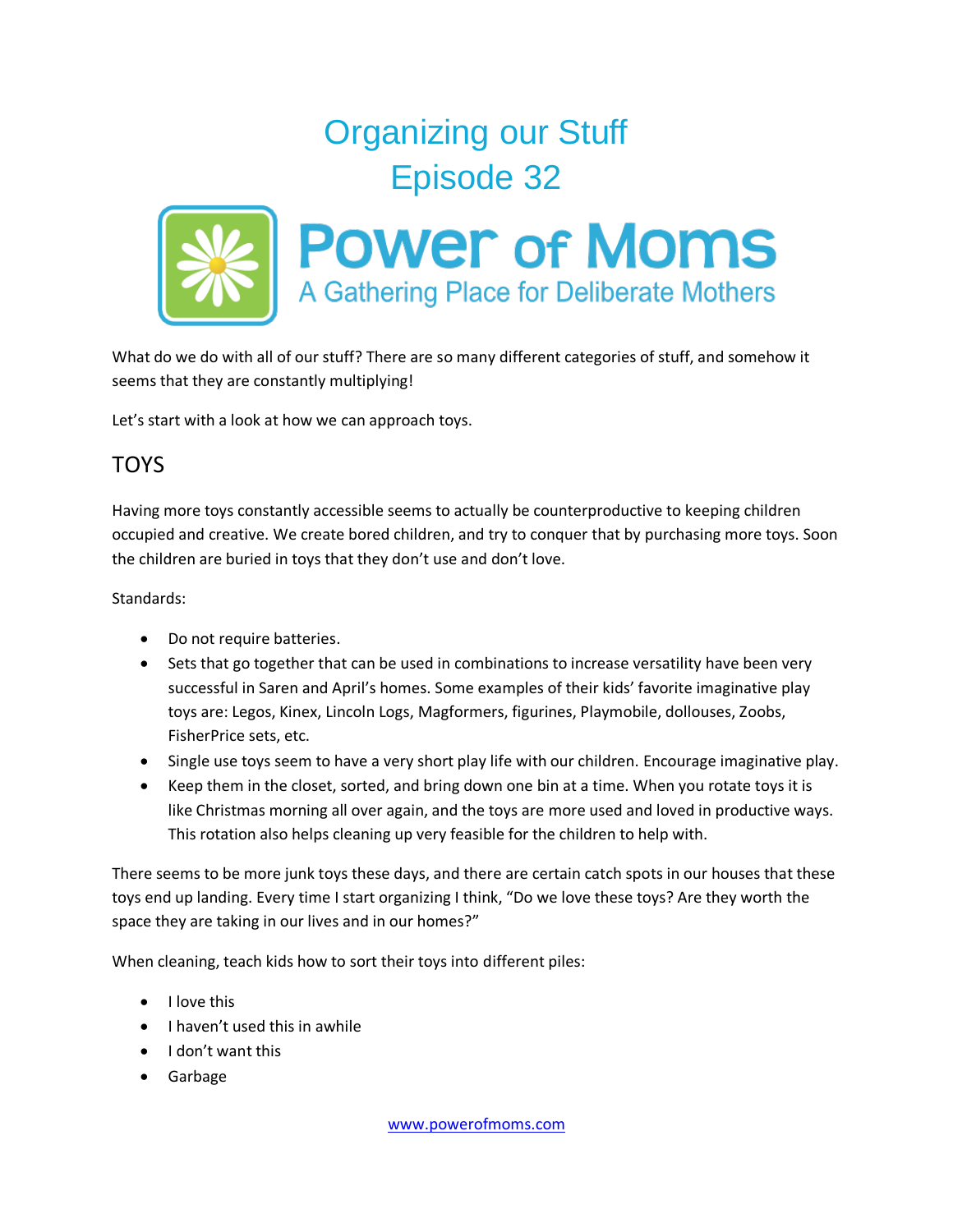# Organizing our Stuff
# Episode 32

**Power of Moms**
A Gathering Place for Deliberate Mothers

What do we do with all of our stuff? There are so many different categories of stuff, and somehow it seems that they are constantly multiplying!

Let's start with a look at how we can approach toys.

## TOYS

Having more toys constantly accessible seems to actually be counterproductive to keeping children occupied and creative. We create bored children, and try to conquer that by purchasing more toys. Soon the children are buried in toys that they don't use and don't love.

Standards:

- Do not require batteries.
- Sets that go together that can be used in combinations to increase versatility have been very successful in Saren and April's homes. Some examples of their kids' favorite imaginative play toys are: Legos, Kinex, Lincoln Logs, Magformers, figurines, Playmobile, dollouses, Zoobs, FisherPrice sets, etc.
- Single use toys seem to have a very short play life with our children. Encourage imaginative play.
- Keep them in the closet, sorted, and bring down one bin at a time. When you rotate toys it is like Christmas morning all over again, and the toys are more used and loved in productive ways. This rotation also helps cleaning up very feasible for the children to help with.

There seems to be more junk toys these days, and there are certain catch spots in our houses that these toys end up landing. Every time I start organizing I think, "Do we love these toys? Are they worth the space they are taking in our lives and in our homes?"

When cleaning, teach kids how to sort their toys into different piles:

- I love this
- I haven't used this in awhile
- I don't want this
- Garbage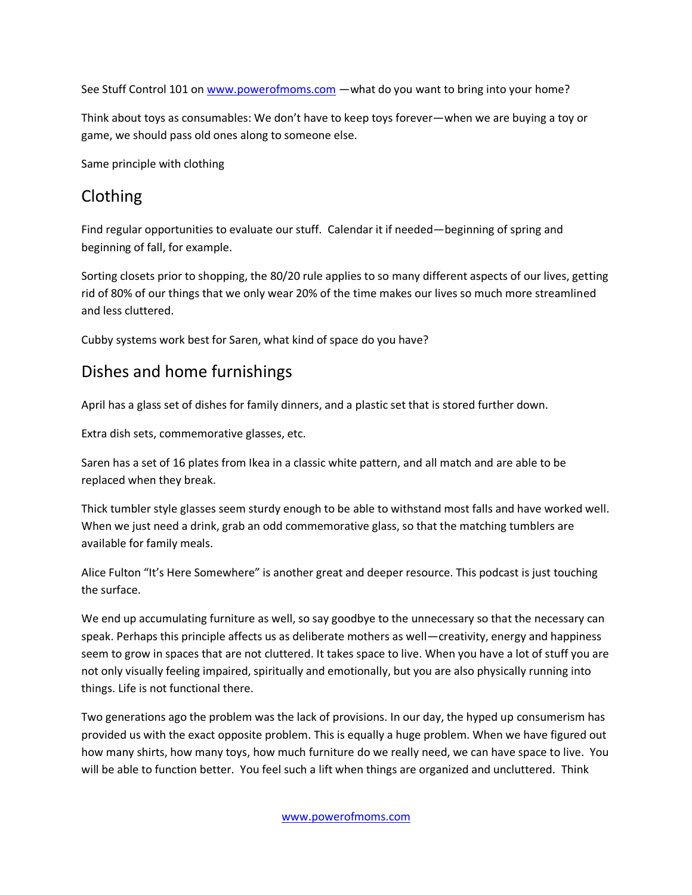See Stuff Control 101 on www.powerofmoms.com —what do you want to bring into your home?

Think about toys as consumables: We don't have to keep toys forever—when we are buying a toy or game, we should pass old ones along to someone else.

Same principle with clothing

## Clothing

Find regular opportunities to evaluate our stuff. Calendar it if needed—beginning of spring and beginning of fall, for example.

Sorting closets prior to shopping, the 80/20 rule applies to so many different aspects of our lives, getting rid of 80% of our things that we only wear 20% of the time makes our lives so much more streamlined and less cluttered.

Cubby systems work best for Saren, what kind of space do you have?

## Dishes and home furnishings

April has a glass set of dishes for family dinners, and a plastic set that is stored further down.

Extra dish sets, commemorative glasses, etc.

Saren has a set of 16 plates from Ikea in a classic white pattern, and all match and are able to be replaced when they break.

Thick tumbler style glasses seem sturdy enough to be able to withstand most falls and have worked well. When we just need a drink, grab an odd commemorative glass, so that the matching tumblers are available for family meals.

Alice Fulton "It's Here Somewhere" is another great and deeper resource. This podcast is just touching the surface.

We end up accumulating furniture as well, so say goodbye to the unnecessary so that the necessary can speak. Perhaps this principle affects us as deliberate mothers as well—creativity, energy and happiness seem to grow in spaces that are not cluttered. It takes space to live. When you have a lot of stuff you are not only visually feeling impaired, spiritually and emotionally, but you are also physically running into things. Life is not functional there.

Two generations ago the problem was the lack of provisions. In our day, the hyped up consumerism has provided us with the exact opposite problem. This is equally a huge problem. When we have figured out how many shirts, how many toys, how much furniture do we really need, we can have space to live. You will be able to function better. You feel such a lift when things are organized and uncluttered. Think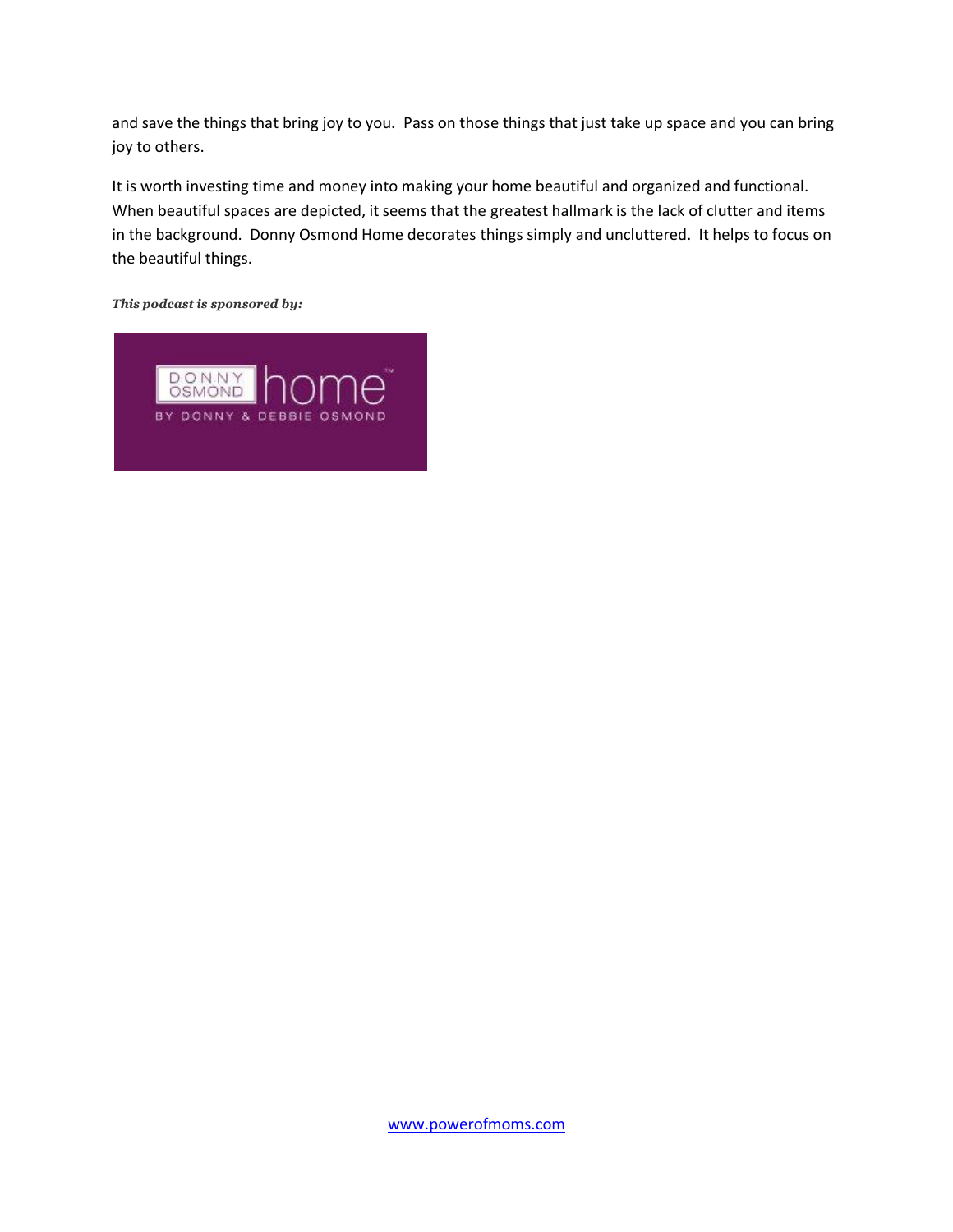and save the things that bring joy to you.  Pass on those things that just take up space and you can bring joy to others.

It is worth investing time and money into making your home beautiful and organized and functional.  When beautiful spaces are depicted, it seems that the greatest hallmark is the lack of clutter and items in the background.  Donny Osmond Home decorates things simply and uncluttered.  It helps to focus on the beautiful things.

***This podcast is sponsored by:***

DONNY OSMOND home™
BY DONNY & DEBBIE OSMOND

www.powerofmoms.com